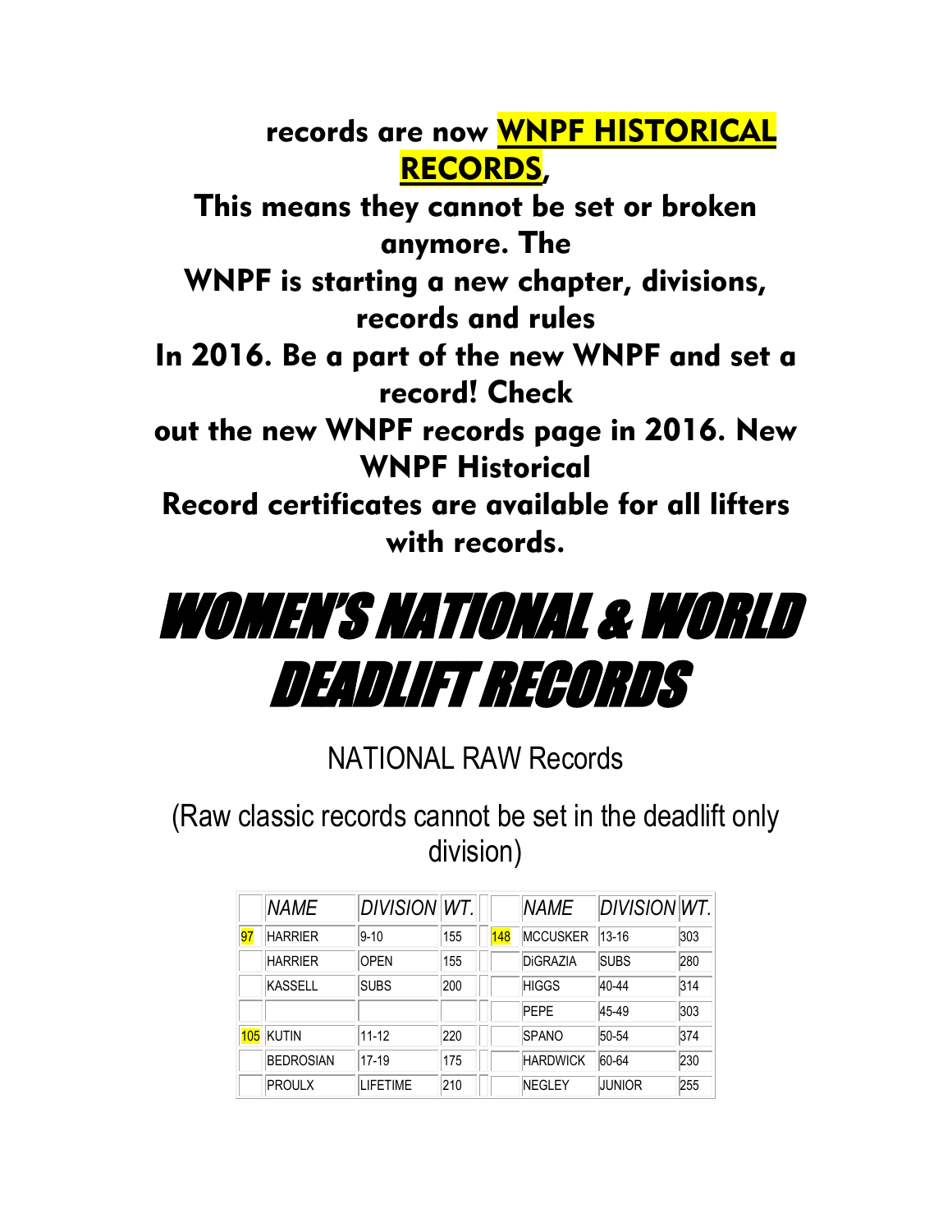**records are now WNPF HISTORICAL RECORDS,**
**This means they cannot be set or broken anymore. The**
**WNPF is starting a new chapter, divisions, records and rules**
**In 2016. Be a part of the new WNPF and set a record! Check**
**out the new WNPF records page in 2016. New WNPF Historical**
**Record certificates are available for all lifters with records.**

# WOMEN'S NATIONAL & WORLD DEADLIFT RECORDS

## NATIONAL RAW Records

(Raw classic records cannot be set in the deadlift only division)

| | *NAME* | *DIVISION* | *WT.* | | | *NAME* | *DIVISION* | *WT.* |
|---|---|---|---|---|---|---|---|---|
| 97 | HARRIER | 9-10 | 155 | | 148 | MCCUSKER | 13-16 | 303 |
| | HARRIER | OPEN | 155 | | | DiGRAZIA | SUBS | 280 |
| | KASSELL | SUBS | 200 | | | HIGGS | 40-44 | 314 |
| | | | | | | PEPE | 45-49 | 303 |
| 105 | KUTIN | 11-12 | 220 | | | SPANO | 50-54 | 374 |
| | BEDROSIAN | 17-19 | 175 | | | HARDWICK | 60-64 | 230 |
| | PROULX | LIFETIME | 210 | | | NEGLEY | JUNIOR | 255 |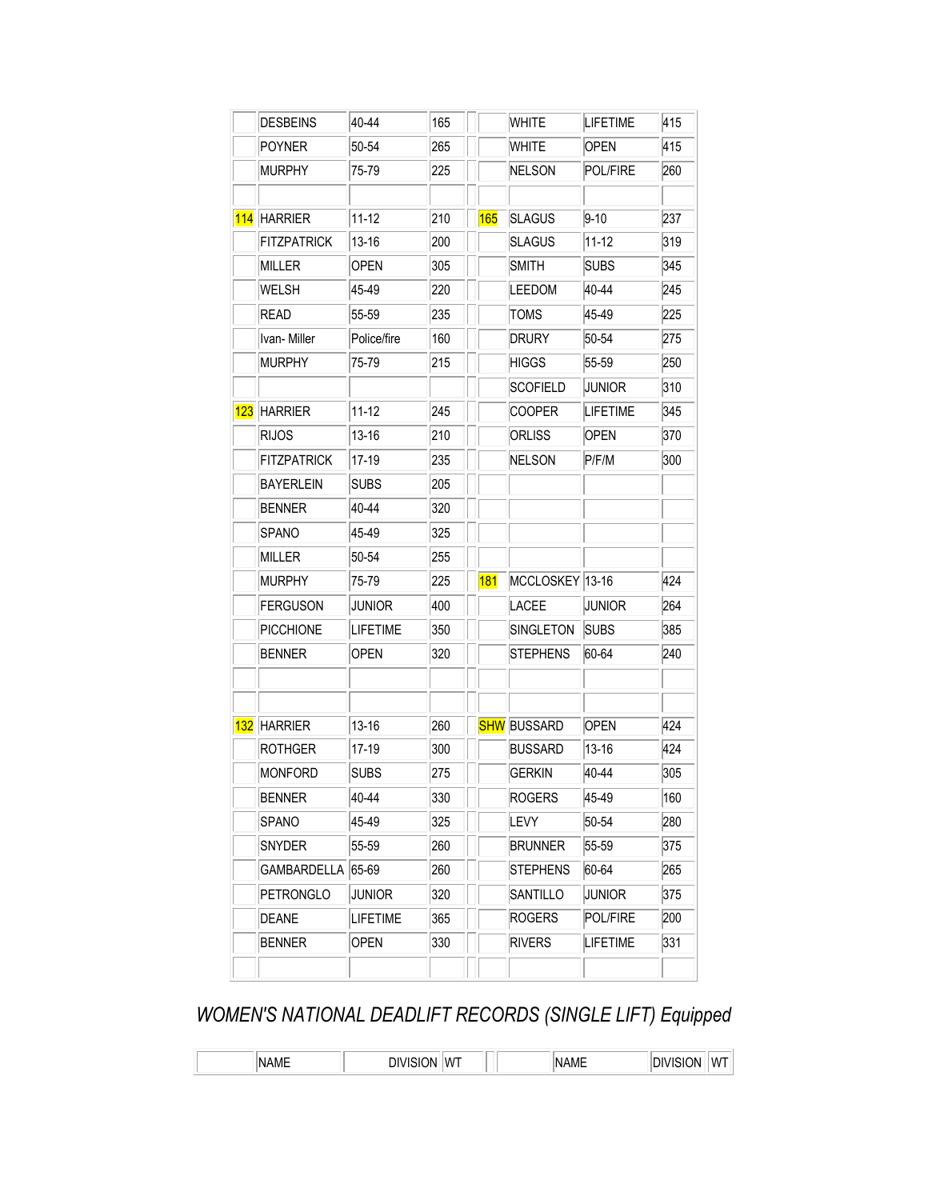| | | | | | | | |
|---|---|---|---|---|---|---|---|
| | DESBEINS | 40-44 | 165 | | WHITE | LIFETIME | 415 |
| | POYNER | 50-54 | 265 | | WHITE | OPEN | 415 |
| | MURPHY | 75-79 | 225 | | NELSON | POL/FIRE | 260 |
| | | | | | | | |
| 114 | HARRIER | 11-12 | 210 | 165 | SLAGUS | 9-10 | 237 |
| | FITZPATRICK | 13-16 | 200 | | SLAGUS | 11-12 | 319 |
| | MILLER | OPEN | 305 | | SMITH | SUBS | 345 |
| | WELSH | 45-49 | 220 | | LEEDOM | 40-44 | 245 |
| | READ | 55-59 | 235 | | TOMS | 45-49 | 225 |
| | Ivan- Miller | Police/fire | 160 | | DRURY | 50-54 | 275 |
| | MURPHY | 75-79 | 215 | | HIGGS | 55-59 | 250 |
| | | | | | SCOFIELD | JUNIOR | 310 |
| 123 | HARRIER | 11-12 | 245 | | COOPER | LIFETIME | 345 |
| | RIJOS | 13-16 | 210 | | ORLISS | OPEN | 370 |
| | FITZPATRICK | 17-19 | 235 | | NELSON | P/F/M | 300 |
| | BAYERLEIN | SUBS | 205 | | | | |
| | BENNER | 40-44 | 320 | | | | |
| | SPANO | 45-49 | 325 | | | | |
| | MILLER | 50-54 | 255 | | | | |
| | MURPHY | 75-79 | 225 | 181 | MCCLOSKEY | 13-16 | 424 |
| | FERGUSON | JUNIOR | 400 | | LACEE | JUNIOR | 264 |
| | PICCHIONE | LIFETIME | 350 | | SINGLETON | SUBS | 385 |
| | BENNER | OPEN | 320 | | STEPHENS | 60-64 | 240 |
| | | | | | | | |
| | | | | | | | |
| 132 | HARRIER | 13-16 | 260 | SHW | BUSSARD | OPEN | 424 |
| | ROTHGER | 17-19 | 300 | | BUSSARD | 13-16 | 424 |
| | MONFORD | SUBS | 275 | | GERKIN | 40-44 | 305 |
| | BENNER | 40-44 | 330 | | ROGERS | 45-49 | 160 |
| | SPANO | 45-49 | 325 | | LEVY | 50-54 | 280 |
| | SNYDER | 55-59 | 260 | | BRUNNER | 55-59 | 375 |
| | GAMBARDELLA | 65-69 | 260 | | STEPHENS | 60-64 | 265 |
| | PETRONGLO | JUNIOR | 320 | | SANTILLO | JUNIOR | 375 |
| | DEANE | LIFETIME | 365 | | ROGERS | POL/FIRE | 200 |
| | BENNER | OPEN | 330 | | RIVERS | LIFETIME | 331 |
| | | | | | | | |

## *WOMEN'S NATIONAL DEADLIFT RECORDS (SINGLE LIFT) Equipped*

| | NAME | DIVISION | WT | | NAME | DIVISION | WT |
|---|---|---|---|---|---|---|---|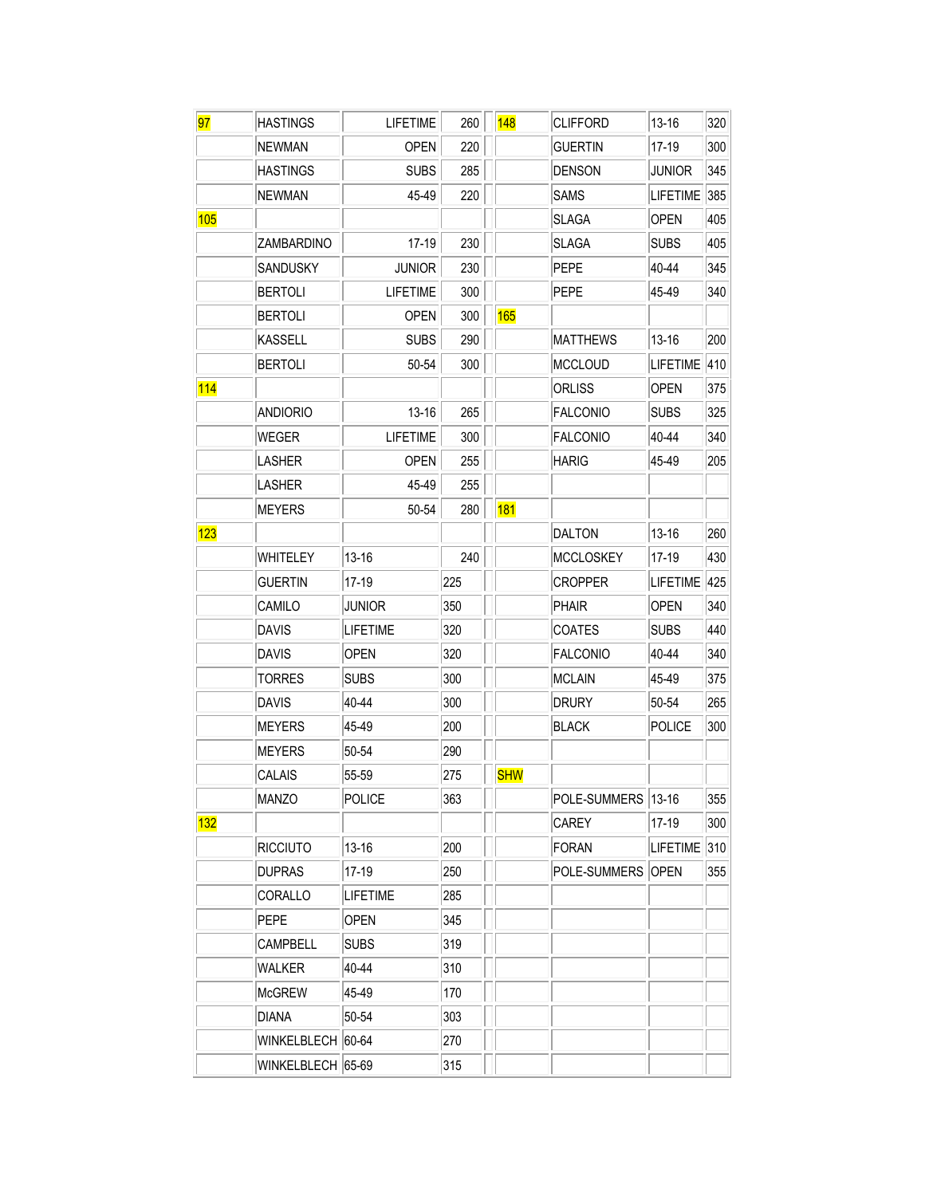| | | | | | | | |
|---|---|---|---|---|---|---|---|
| 97 | HASTINGS | LIFETIME | 260 | 148 | CLIFFORD | 13-16 | 320 |
| | NEWMAN | OPEN | 220 | | GUERTIN | 17-19 | 300 |
| | HASTINGS | SUBS | 285 | | DENSON | JUNIOR | 345 |
| | NEWMAN | 45-49 | 220 | | SAMS | LIFETIME | 385 |
| 105 | | | | | SLAGA | OPEN | 405 |
| | ZAMBARDINO | 17-19 | 230 | | SLAGA | SUBS | 405 |
| | SANDUSKY | JUNIOR | 230 | | PEPE | 40-44 | 345 |
| | BERTOLI | LIFETIME | 300 | | PEPE | 45-49 | 340 |
| | BERTOLI | OPEN | 300 | 165 | | | |
| | KASSELL | SUBS | 290 | | MATTHEWS | 13-16 | 200 |
| | BERTOLI | 50-54 | 300 | | MCCLOUD | LIFETIME | 410 |
| 114 | | | | | ORLISS | OPEN | 375 |
| | ANDIORIO | 13-16 | 265 | | FALCONIO | SUBS | 325 |
| | WEGER | LIFETIME | 300 | | FALCONIO | 40-44 | 340 |
| | LASHER | OPEN | 255 | | HARIG | 45-49 | 205 |
| | LASHER | 45-49 | 255 | | | | |
| | MEYERS | 50-54 | 280 | 181 | | | |
| 123 | | | | | DALTON | 13-16 | 260 |
| | WHITELEY | 13-16 | 240 | | MCCLOSKEY | 17-19 | 430 |
| | GUERTIN | 17-19 | 225 | | CROPPER | LIFETIME | 425 |
| | CAMILO | JUNIOR | 350 | | PHAIR | OPEN | 340 |
| | DAVIS | LIFETIME | 320 | | COATES | SUBS | 440 |
| | DAVIS | OPEN | 320 | | FALCONIO | 40-44 | 340 |
| | TORRES | SUBS | 300 | | MCLAIN | 45-49 | 375 |
| | DAVIS | 40-44 | 300 | | DRURY | 50-54 | 265 |
| | MEYERS | 45-49 | 200 | | BLACK | POLICE | 300 |
| | MEYERS | 50-54 | 290 | | | | |
| | CALAIS | 55-59 | 275 | SHW | | | |
| | MANZO | POLICE | 363 | | POLE-SUMMERS | 13-16 | 355 |
| 132 | | | | | CAREY | 17-19 | 300 |
| | RICCIUTO | 13-16 | 200 | | FORAN | LIFETIME | 310 |
| | DUPRAS | 17-19 | 250 | | POLE-SUMMERS | OPEN | 355 |
| | CORALLO | LIFETIME | 285 | | | | |
| | PEPE | OPEN | 345 | | | | |
| | CAMPBELL | SUBS | 319 | | | | |
| | WALKER | 40-44 | 310 | | | | |
| | McGREW | 45-49 | 170 | | | | |
| | DIANA | 50-54 | 303 | | | | |
| | WINKELBLECH | 60-64 | 270 | | | | |
| | WINKELBLECH | 65-69 | 315 | | | | |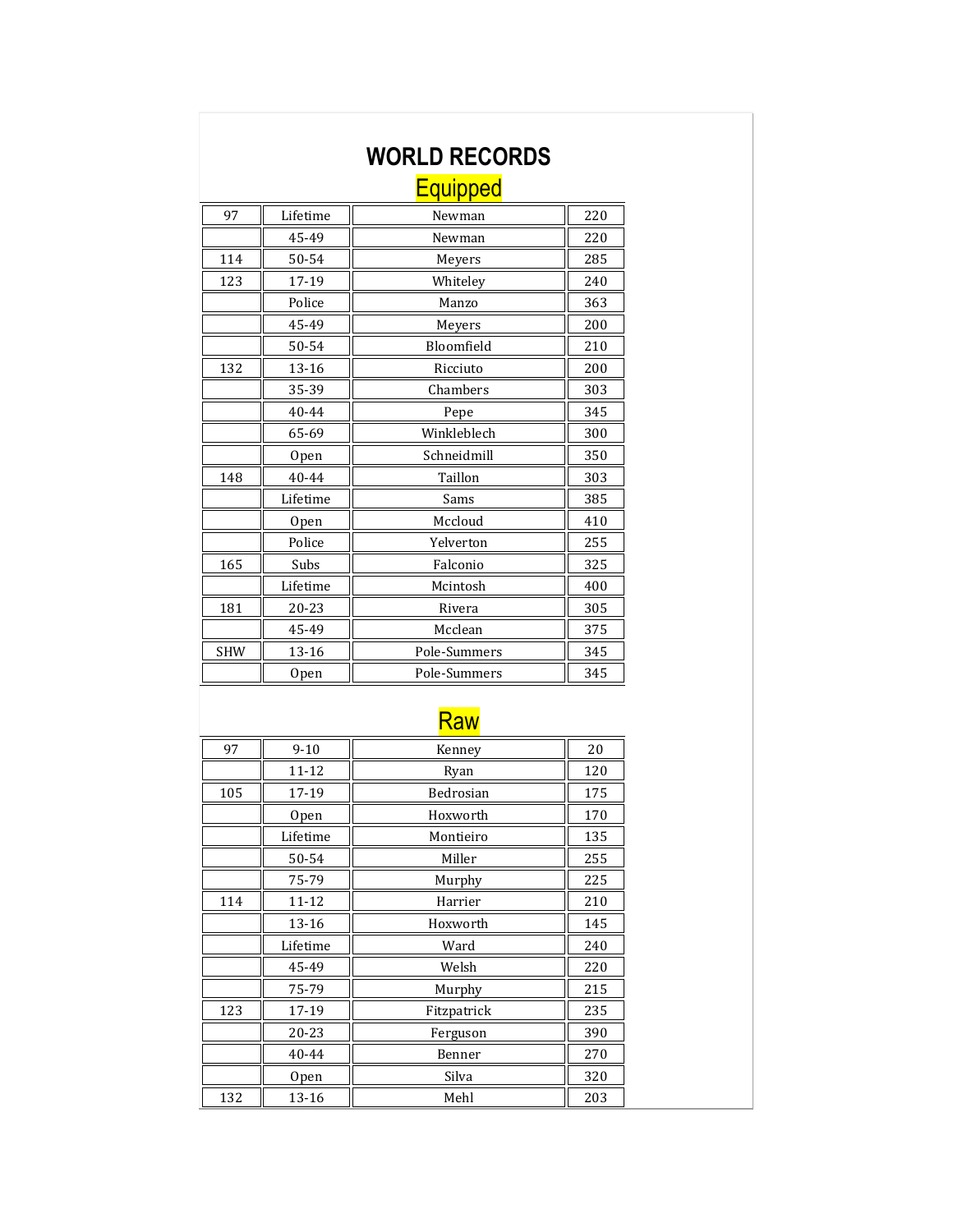# WORLD RECORDS

## Equipped

| | | | |
|---|---|---|---|
| 97 | Lifetime | Newman | 220 |
| | 45-49 | Newman | 220 |
| 114 | 50-54 | Meyers | 285 |
| 123 | 17-19 | Whiteley | 240 |
| | Police | Manzo | 363 |
| | 45-49 | Meyers | 200 |
| | 50-54 | Bloomfield | 210 |
| 132 | 13-16 | Ricciuto | 200 |
| | 35-39 | Chambers | 303 |
| | 40-44 | Pepe | 345 |
| | 65-69 | Winkleblech | 300 |
| | Open | Schneidmill | 350 |
| 148 | 40-44 | Taillon | 303 |
| | Lifetime | Sams | 385 |
| | Open | Mccloud | 410 |
| | Police | Yelverton | 255 |
| 165 | Subs | Falconio | 325 |
| | Lifetime | Mcintosh | 400 |
| 181 | 20-23 | Rivera | 305 |
| | 45-49 | Mcclean | 375 |
| SHW | 13-16 | Pole-Summers | 345 |
| | Open | Pole-Summers | 345 |

## Raw

| | | | |
|---|---|---|---|
| 97 | 9-10 | Kenney | 20 |
| | 11-12 | Ryan | 120 |
| 105 | 17-19 | Bedrosian | 175 |
| | Open | Hoxworth | 170 |
| | Lifetime | Montieiro | 135 |
| | 50-54 | Miller | 255 |
| | 75-79 | Murphy | 225 |
| 114 | 11-12 | Harrier | 210 |
| | 13-16 | Hoxworth | 145 |
| | Lifetime | Ward | 240 |
| | 45-49 | Welsh | 220 |
| | 75-79 | Murphy | 215 |
| 123 | 17-19 | Fitzpatrick | 235 |
| | 20-23 | Ferguson | 390 |
| | 40-44 | Benner | 270 |
| | Open | Silva | 320 |
| 132 | 13-16 | Mehl | 203 |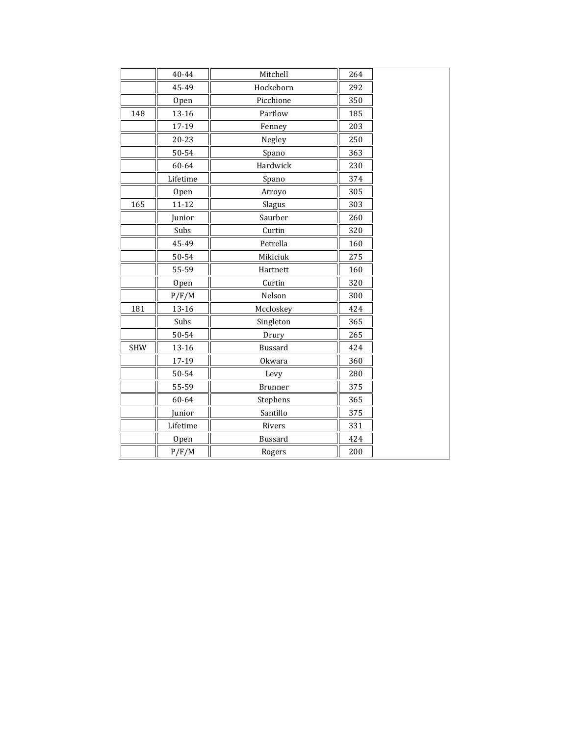| | | | |
|---|---|---|---|
| | 40-44 | Mitchell | 264 |
| | 45-49 | Hockeborn | 292 |
| | Open | Picchione | 350 |
| 148 | 13-16 | Partlow | 185 |
| | 17-19 | Fenney | 203 |
| | 20-23 | Negley | 250 |
| | 50-54 | Spano | 363 |
| | 60-64 | Hardwick | 230 |
| | Lifetime | Spano | 374 |
| | Open | Arroyo | 305 |
| 165 | 11-12 | Slagus | 303 |
| | Junior | Saurber | 260 |
| | Subs | Curtin | 320 |
| | 45-49 | Petrella | 160 |
| | 50-54 | Mikiciuk | 275 |
| | 55-59 | Hartnett | 160 |
| | Open | Curtin | 320 |
| | P/F/M | Nelson | 300 |
| 181 | 13-16 | Mccloskey | 424 |
| | Subs | Singleton | 365 |
| | 50-54 | Drury | 265 |
| SHW | 13-16 | Bussard | 424 |
| | 17-19 | Okwara | 360 |
| | 50-54 | Levy | 280 |
| | 55-59 | Brunner | 375 |
| | 60-64 | Stephens | 365 |
| | Junior | Santillo | 375 |
| | Lifetime | Rivers | 331 |
| | Open | Bussard | 424 |
| | P/F/M | Rogers | 200 |